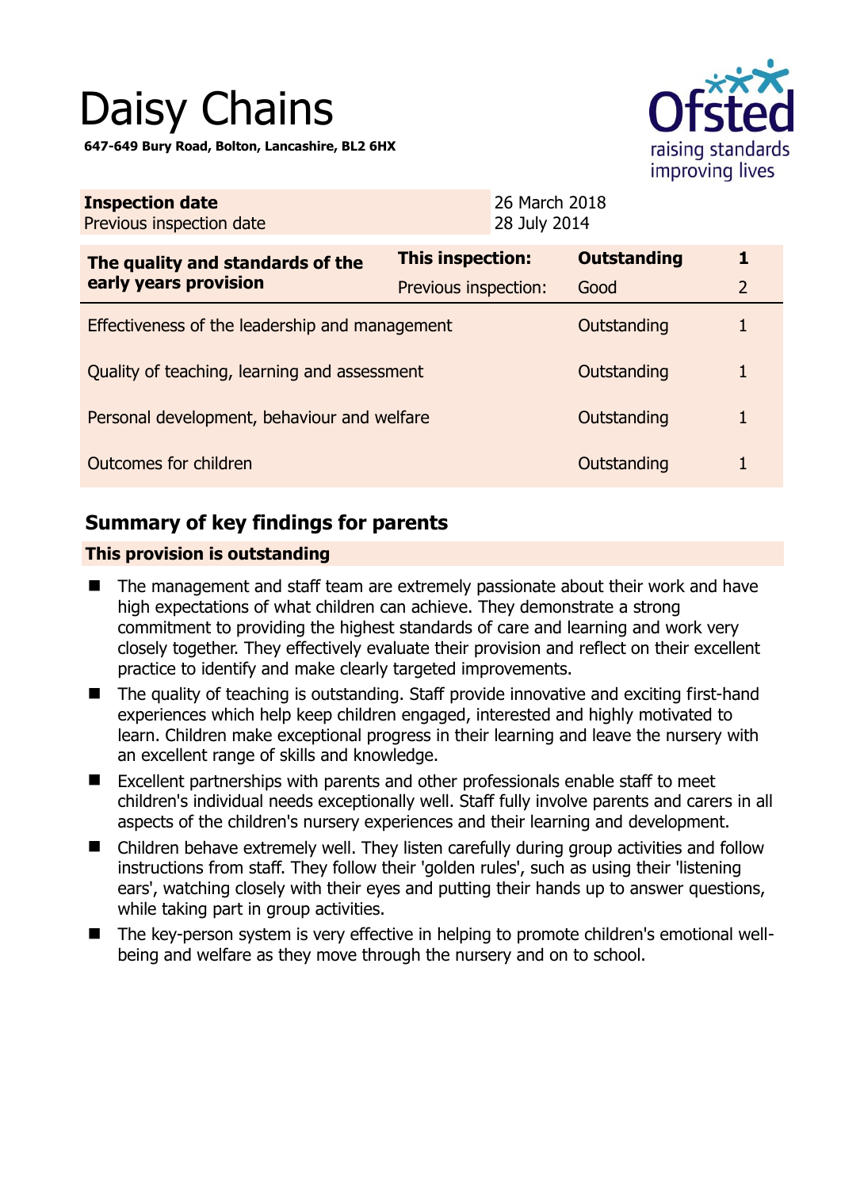# Daisy Chains

**647-649 Bury Road, Bolton, Lancashire, BL2 6HX**

| **Inspection date** | 26 March 2018 |
|---|---|
| Previous inspection date | 28 July 2014 |

| **The quality and standards of the early years provision** | **This inspection:** | **Outstanding** | **1** |
|---|---|---|---|
| | Previous inspection: | Good | 2 |
| Effectiveness of the leadership and management | | Outstanding | 1 |
| Quality of teaching, learning and assessment | | Outstanding | 1 |
| Personal development, behaviour and welfare | | Outstanding | 1 |
| Outcomes for children | | Outstanding | 1 |

## Summary of key findings for parents

**This provision is outstanding**

- The management and staff team are extremely passionate about their work and have high expectations of what children can achieve. They demonstrate a strong commitment to providing the highest standards of care and learning and work very closely together. They effectively evaluate their provision and reflect on their excellent practice to identify and make clearly targeted improvements.
- The quality of teaching is outstanding. Staff provide innovative and exciting first-hand experiences which help keep children engaged, interested and highly motivated to learn. Children make exceptional progress in their learning and leave the nursery with an excellent range of skills and knowledge.
- Excellent partnerships with parents and other professionals enable staff to meet children's individual needs exceptionally well. Staff fully involve parents and carers in all aspects of the children's nursery experiences and their learning and development.
- Children behave extremely well. They listen carefully during group activities and follow instructions from staff. They follow their 'golden rules', such as using their 'listening ears', watching closely with their eyes and putting their hands up to answer questions, while taking part in group activities.
- The key-person system is very effective in helping to promote children's emotional well-being and welfare as they move through the nursery and on to school.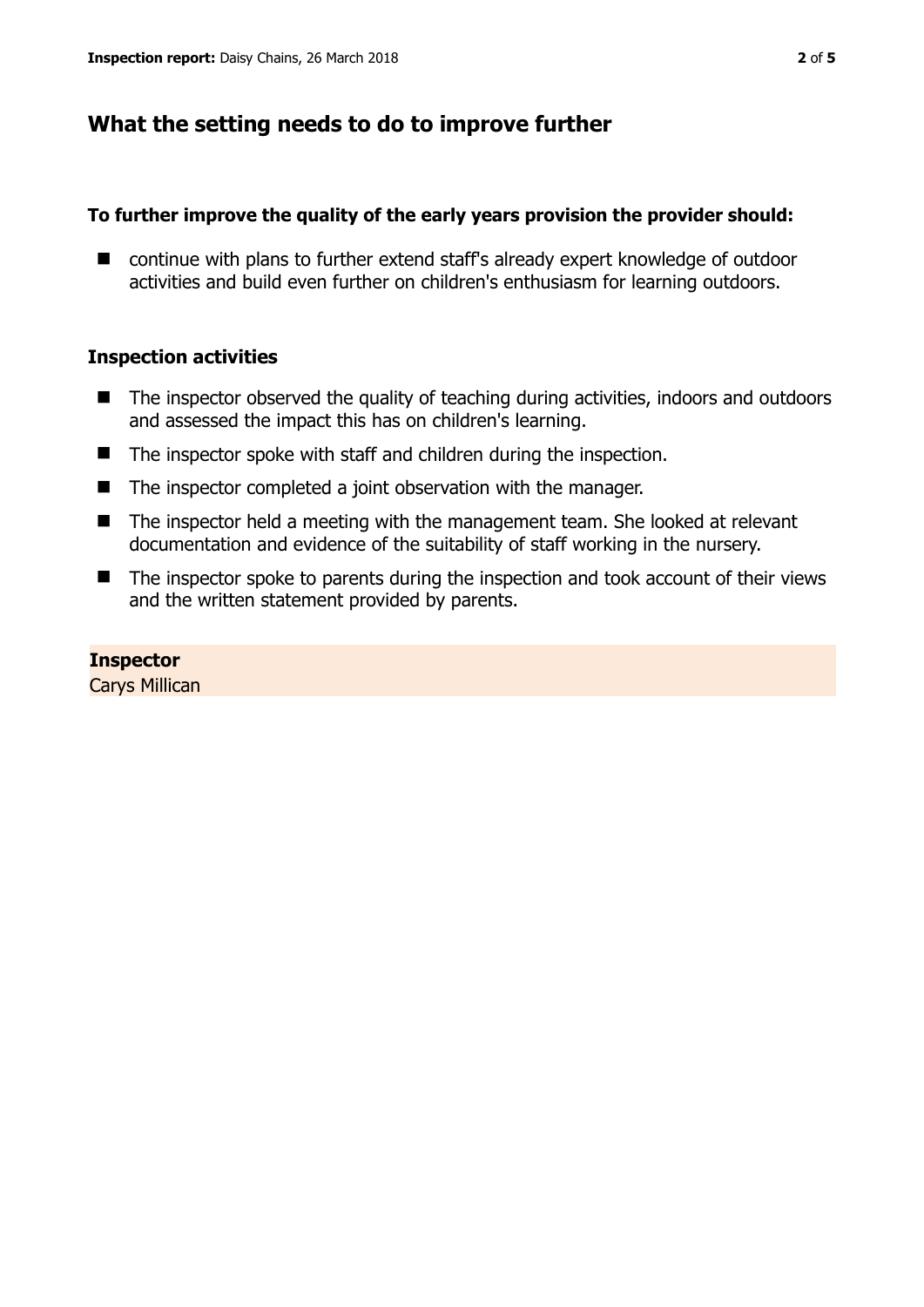## What the setting needs to do to improve further

**To further improve the quality of the early years provision the provider should:**

- continue with plans to further extend staff's already expert knowledge of outdoor activities and build even further on children's enthusiasm for learning outdoors.

### Inspection activities

- The inspector observed the quality of teaching during activities, indoors and outdoors and assessed the impact this has on children's learning.
- The inspector spoke with staff and children during the inspection.
- The inspector completed a joint observation with the manager.
- The inspector held a meeting with the management team. She looked at relevant documentation and evidence of the suitability of staff working in the nursery.
- The inspector spoke to parents during the inspection and took account of their views and the written statement provided by parents.

**Inspector**
Carys Millican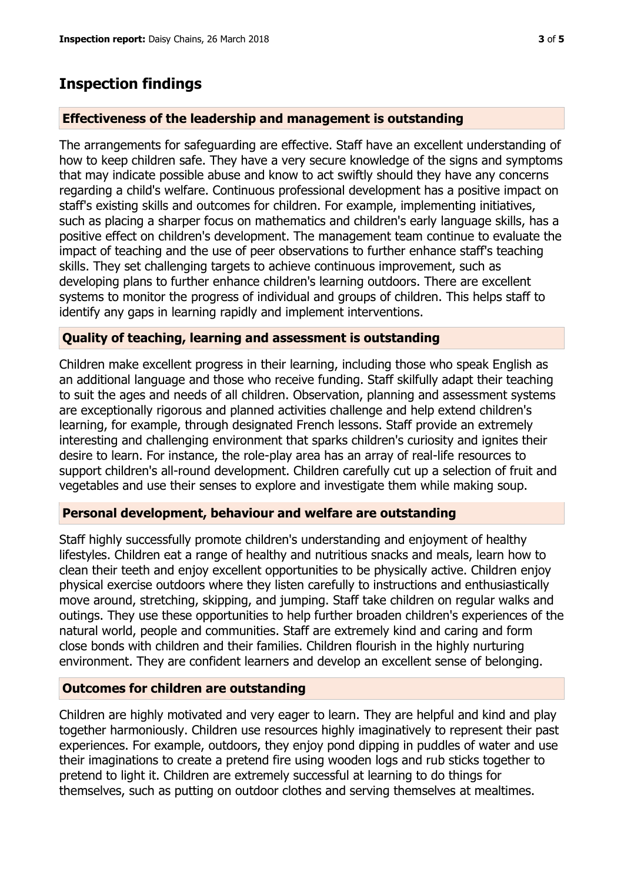## Inspection findings

### Effectiveness of the leadership and management is outstanding

The arrangements for safeguarding are effective. Staff have an excellent understanding of how to keep children safe. They have a very secure knowledge of the signs and symptoms that may indicate possible abuse and know to act swiftly should they have any concerns regarding a child's welfare. Continuous professional development has a positive impact on staff's existing skills and outcomes for children. For example, implementing initiatives, such as placing a sharper focus on mathematics and children's early language skills, has a positive effect on children's development. The management team continue to evaluate the impact of teaching and the use of peer observations to further enhance staff's teaching skills. They set challenging targets to achieve continuous improvement, such as developing plans to further enhance children's learning outdoors. There are excellent systems to monitor the progress of individual and groups of children. This helps staff to identify any gaps in learning rapidly and implement interventions.

### Quality of teaching, learning and assessment is outstanding

Children make excellent progress in their learning, including those who speak English as an additional language and those who receive funding. Staff skilfully adapt their teaching to suit the ages and needs of all children. Observation, planning and assessment systems are exceptionally rigorous and planned activities challenge and help extend children's learning, for example, through designated French lessons. Staff provide an extremely interesting and challenging environment that sparks children's curiosity and ignites their desire to learn. For instance, the role-play area has an array of real-life resources to support children's all-round development. Children carefully cut up a selection of fruit and vegetables and use their senses to explore and investigate them while making soup.

### Personal development, behaviour and welfare are outstanding

Staff highly successfully promote children's understanding and enjoyment of healthy lifestyles. Children eat a range of healthy and nutritious snacks and meals, learn how to clean their teeth and enjoy excellent opportunities to be physically active. Children enjoy physical exercise outdoors where they listen carefully to instructions and enthusiastically move around, stretching, skipping, and jumping. Staff take children on regular walks and outings. They use these opportunities to help further broaden children's experiences of the natural world, people and communities. Staff are extremely kind and caring and form close bonds with children and their families. Children flourish in the highly nurturing environment. They are confident learners and develop an excellent sense of belonging.

### Outcomes for children are outstanding

Children are highly motivated and very eager to learn. They are helpful and kind and play together harmoniously. Children use resources highly imaginatively to represent their past experiences. For example, outdoors, they enjoy pond dipping in puddles of water and use their imaginations to create a pretend fire using wooden logs and rub sticks together to pretend to light it. Children are extremely successful at learning to do things for themselves, such as putting on outdoor clothes and serving themselves at mealtimes.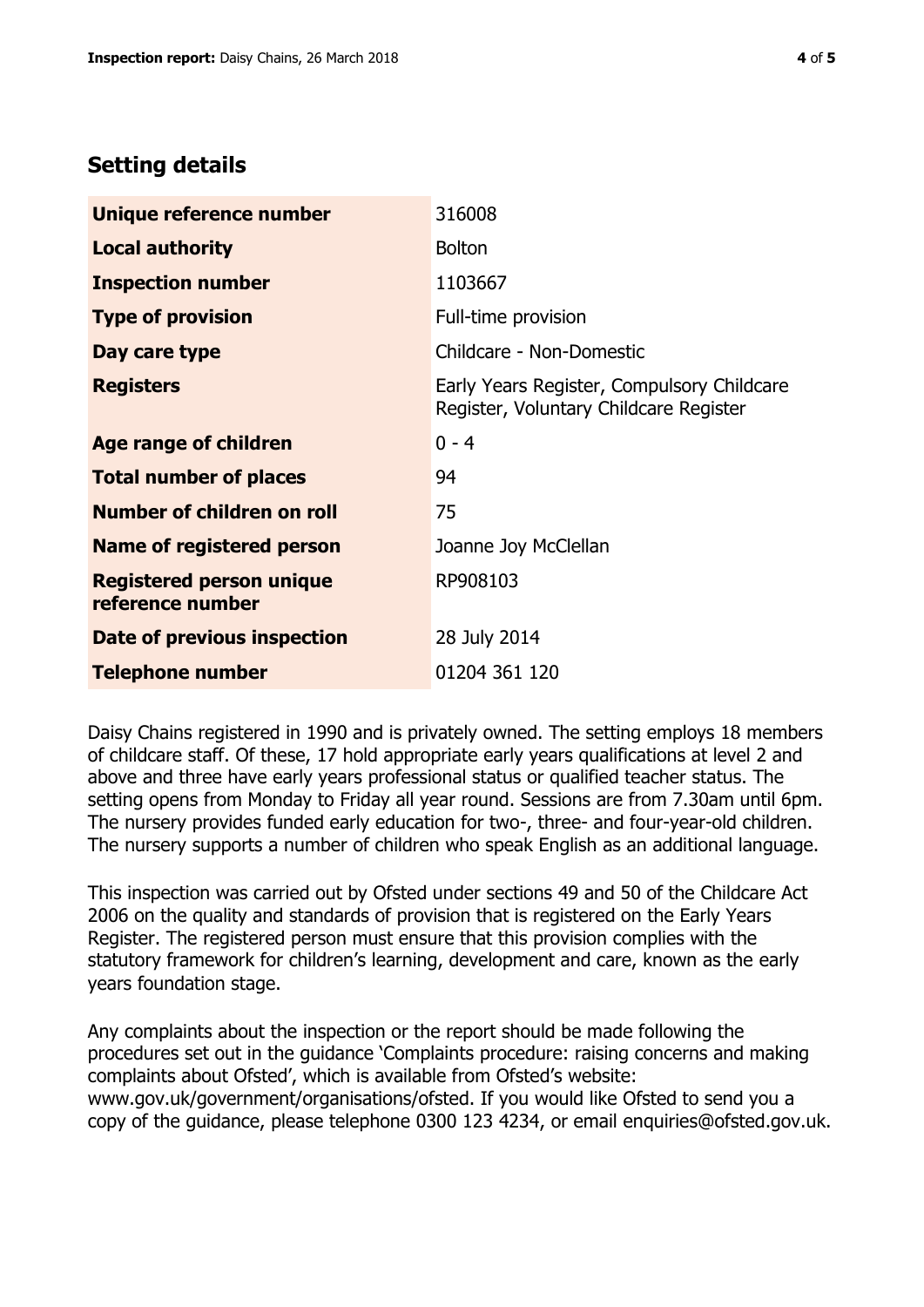## Setting details

| | |
|---|---|
| **Unique reference number** | 316008 |
| **Local authority** | Bolton |
| **Inspection number** | 1103667 |
| **Type of provision** | Full-time provision |
| **Day care type** | Childcare - Non-Domestic |
| **Registers** | Early Years Register, Compulsory Childcare Register, Voluntary Childcare Register |
| **Age range of children** | 0 - 4 |
| **Total number of places** | 94 |
| **Number of children on roll** | 75 |
| **Name of registered person** | Joanne Joy McClellan |
| **Registered person unique reference number** | RP908103 |
| **Date of previous inspection** | 28 July 2014 |
| **Telephone number** | 01204 361 120 |

Daisy Chains registered in 1990 and is privately owned. The setting employs 18 members of childcare staff. Of these, 17 hold appropriate early years qualifications at level 2 and above and three have early years professional status or qualified teacher status. The setting opens from Monday to Friday all year round. Sessions are from 7.30am until 6pm. The nursery provides funded early education for two-, three- and four-year-old children. The nursery supports a number of children who speak English as an additional language.

This inspection was carried out by Ofsted under sections 49 and 50 of the Childcare Act 2006 on the quality and standards of provision that is registered on the Early Years Register. The registered person must ensure that this provision complies with the statutory framework for children's learning, development and care, known as the early years foundation stage.

Any complaints about the inspection or the report should be made following the procedures set out in the guidance 'Complaints procedure: raising concerns and making complaints about Ofsted', which is available from Ofsted's website: www.gov.uk/government/organisations/ofsted. If you would like Ofsted to send you a copy of the guidance, please telephone 0300 123 4234, or email enquiries@ofsted.gov.uk.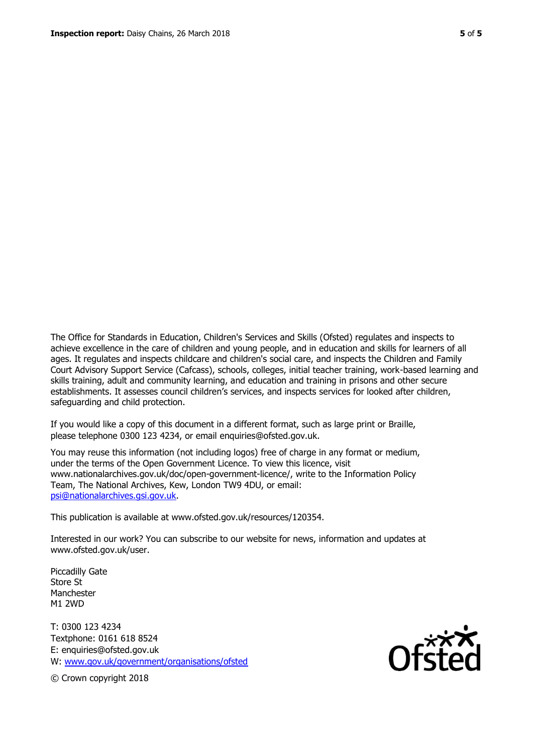The Office for Standards in Education, Children's Services and Skills (Ofsted) regulates and inspects to achieve excellence in the care of children and young people, and in education and skills for learners of all ages. It regulates and inspects childcare and children's social care, and inspects the Children and Family Court Advisory Support Service (Cafcass), schools, colleges, initial teacher training, work-based learning and skills training, adult and community learning, and education and training in prisons and other secure establishments. It assesses council children's services, and inspects services for looked after children, safeguarding and child protection.

If you would like a copy of this document in a different format, such as large print or Braille, please telephone 0300 123 4234, or email enquiries@ofsted.gov.uk.

You may reuse this information (not including logos) free of charge in any format or medium, under the terms of the Open Government Licence. To view this licence, visit www.nationalarchives.gov.uk/doc/open-government-licence/, write to the Information Policy Team, The National Archives, Kew, London TW9 4DU, or email: psi@nationalarchives.gsi.gov.uk.

This publication is available at www.ofsted.gov.uk/resources/120354.

Interested in our work? You can subscribe to our website for news, information and updates at www.ofsted.gov.uk/user.

Piccadilly Gate
Store St
Manchester
M1 2WD

T: 0300 123 4234
Textphone: 0161 618 8524
E: enquiries@ofsted.gov.uk
W: www.gov.uk/government/organisations/ofsted

© Crown copyright 2018